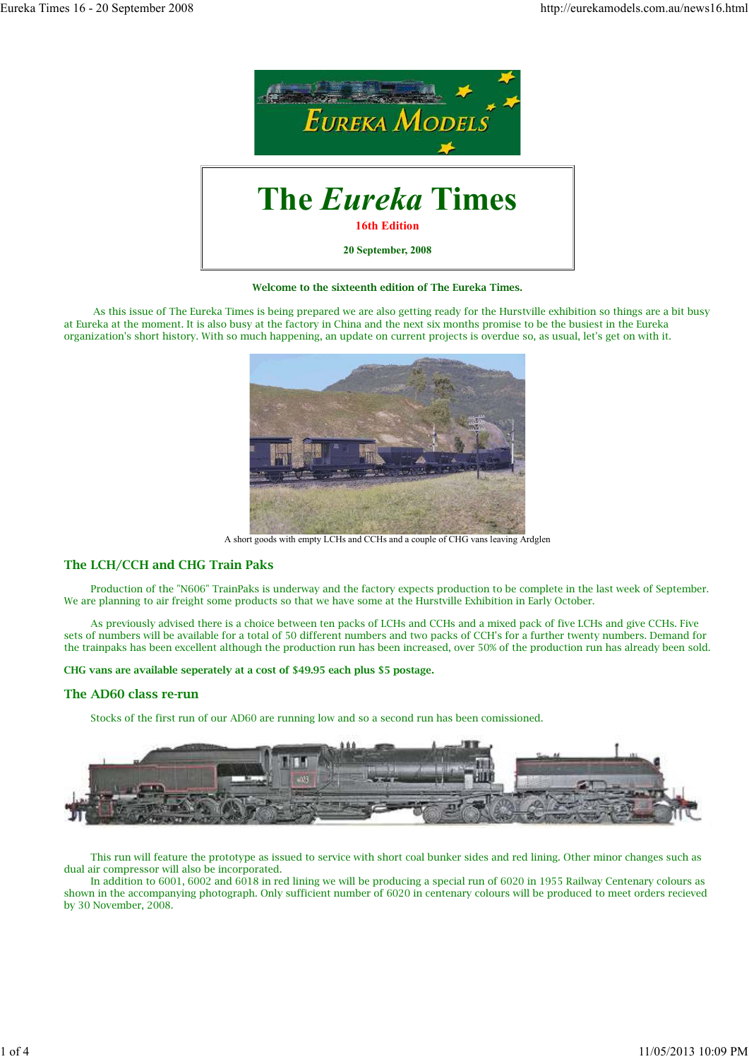# The *Eureka* Times

**16th Edition**

**20 September, 2008**

**Welcome to the sixteenth edition of The Eureka Times.**

As this issue of The Eureka Times is being prepared we are also getting ready for the Hurstville exhibition so things are a bit busy at Eureka at the moment. It is also busy at the factory in China and the next six months promise to be the busiest in the Eureka organization's short history. With so much happening, an update on current projects is overdue so, as usual, let's get on with it.

A short goods with empty LCHs and CCHs and a couple of CHG vans leaving Ardglen

## The LCH/CCH and CHG Train Paks

Production of the "N606" TrainPaks is underway and the factory expects production to be complete in the last week of September. We are planning to air freight some products so that we have some at the Hurstville Exhibition in Early October.

As previously advised there is a choice between ten packs of LCHs and CCHs and a mixed pack of five LCHs and give CCHs. Five sets of numbers will be available for a total of 50 different numbers and two packs of CCH's for a further twenty numbers. Demand for the trainpaks has been excellent although the production run has been increased, over 50% of the production run has already been sold.

**CHG vans are available seperately at a cost of $49.95 each plus $5 postage.**

## The AD60 class re-run

Stocks of the first run of our AD60 are running low and so a second run has been comissioned.

This run will feature the prototype as issued to service with short coal bunker sides and red lining. Other minor changes such as dual air compressor will also be incorporated.

In addition to 6001, 6002 and 6018 in red lining we will be producing a special run of 6020 in 1955 Railway Centenary colours as shown in the accompanying photograph. Only sufficient number of 6020 in centenary colours will be produced to meet orders recieved by 30 November, 2008.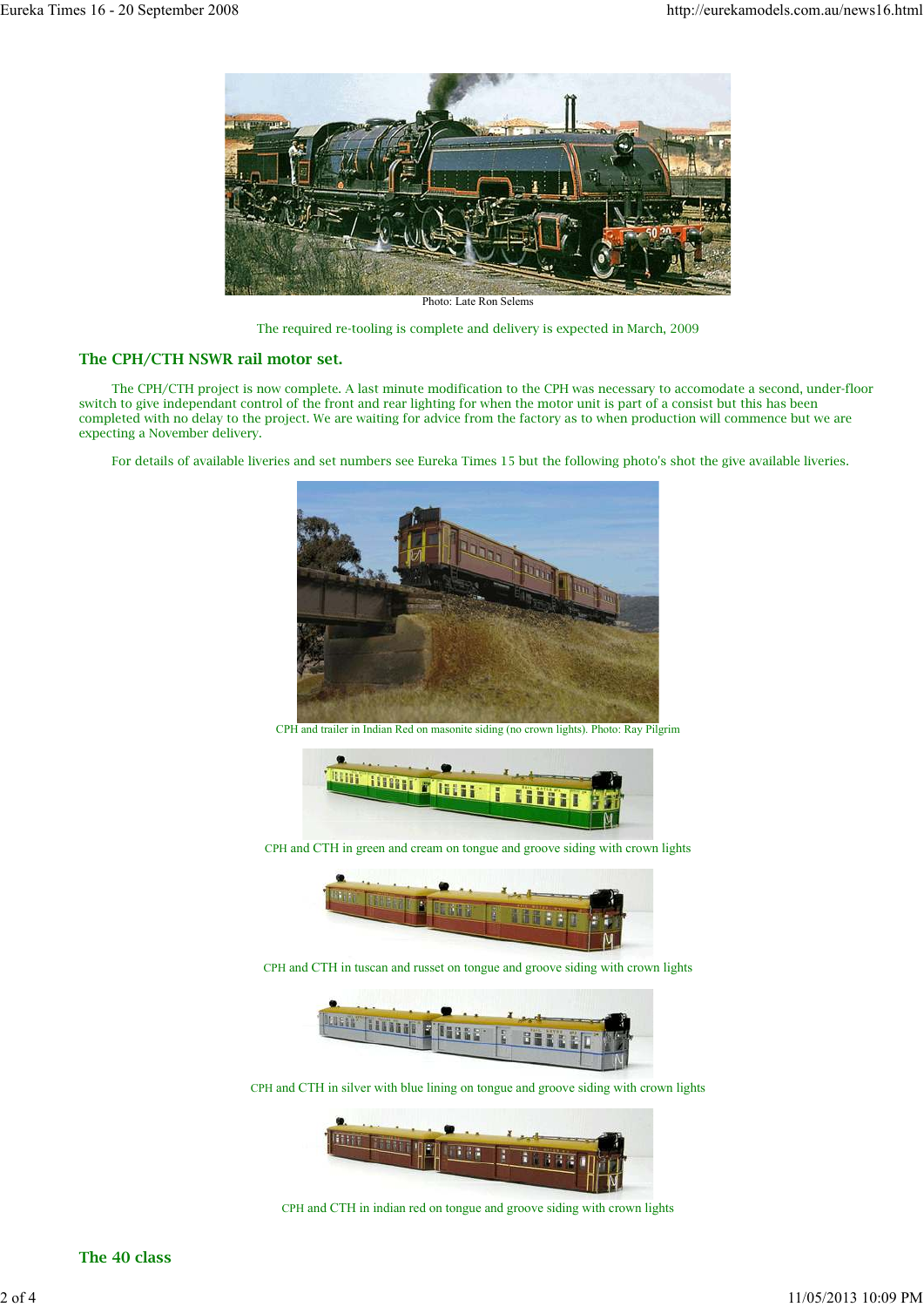Photo: Late Ron Selems

The required re-tooling is complete and delivery is expected in March, 2009

## The CPH/CTH NSWR rail motor set.

The CPH/CTH project is now complete. A last minute modification to the CPH was necessary to accomodate a second, under-floor switch to give independant control of the front and rear lighting for when the motor unit is part of a consist but this has been completed with no delay to the project. We are waiting for advice from the factory as to when production will commence but we are expecting a November delivery.

For details of available liveries and set numbers see Eureka Times 15 but the following photo's shot the give available liveries.

CPH and trailer in Indian Red on masonite siding (no crown lights). Photo: Ray Pilgrim

CPH and CTH in green and cream on tongue and groove siding with crown lights

CPH and CTH in tuscan and russet on tongue and groove siding with crown lights

CPH and CTH in silver with blue lining on tongue and groove siding with crown lights

CPH and CTH in indian red on tongue and groove siding with crown lights

## The 40 class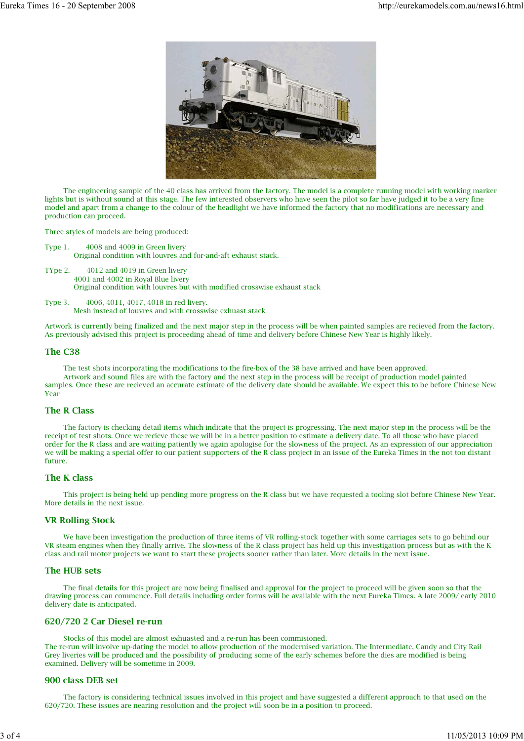The engineering sample of the 40 class has arrived from the factory. The model is a complete running model with working marker lights but is without sound at this stage. The few interested observers who have seen the pilot so far have judged it to be a very fine model and apart from a change to the colour of the headlight we have informed the factory that no modifications are necessary and production can proceed.

Three styles of models are being produced:

Type 1. 4008 and 4009 in Green livery
Original condition with louvres and for-and-aft exhaust stack.

TYpe 2. 4012 and 4019 in Green livery
4001 and 4002 in Royal Blue livery
Original condition with louvres but with modified crosswise exhaust stack

Type 3. 4006, 4011, 4017, 4018 in red livery.
Mesh instead of louvres and with crosswise exhaust stack

Artwork is currently being finalized and the next major step in the process will be when painted samples are recieved from the factory. As previously advised this project is proceeding ahead of time and delivery before Chinese New Year is highly likely.

## The C38

The test shots incorporating the modifications to the fire-box of the 38 have arrived and have been approved.
Artwork and sound files are with the factory and the next step in the process will be receipt of production model painted samples. Once these are recieved an accurate estimate of the delivery date should be available. We expect this to be before Chinese New Year

## The R Class

The factory is checking detail items which indicate that the project is progressing. The next major step in the process will be the receipt of test shots. Once we recieve these we will be in a better position to estimate a delivery date. To all those who have placed order for the R class and are waiting patiently we again apologise for the slowness of the project. As an expression of our appreciation we will be making a special offer to our patient supporters of the R class project in an issue of the Eureka Times in the not too distant future.

## The K class

This project is being held up pending more progress on the R class but we have requested a tooling slot before Chinese New Year. More details in the next issue.

## VR Rolling Stock

We have been investigation the production of three items of VR rolling-stock together with some carriages sets to go behind our VR steam engines when they finally arrive. The slowness of the R class project has held up this investigation process but as with the K class and rail motor projects we want to start these projects sooner rather than later. More details in the next issue.

## The HUB sets

The final details for this project are now being finalised and approval for the project to proceed will be given soon so that the drawing process can commence. Full details including order forms will be available with the next Eureka Times. A late 2009/ early 2010 delivery date is anticipated.

## 620/720 2 Car Diesel re-run

Stocks of this model are almost exhuasted and a re-run has been commisioned.
The re-run will involve up-dating the model to allow production of the modernised variation. The Intermediate, Candy and City Rail Grey liveries will be produced and the possibility of producing some of the early schemes before the dies are modified is being examined. Delivery will be sometime in 2009.

## 900 class DEB set

The factory is considering technical issues involved in this project and have suggested a different approach to that used on the 620/720. These issues are nearing resolution and the project will soon be in a position to proceed.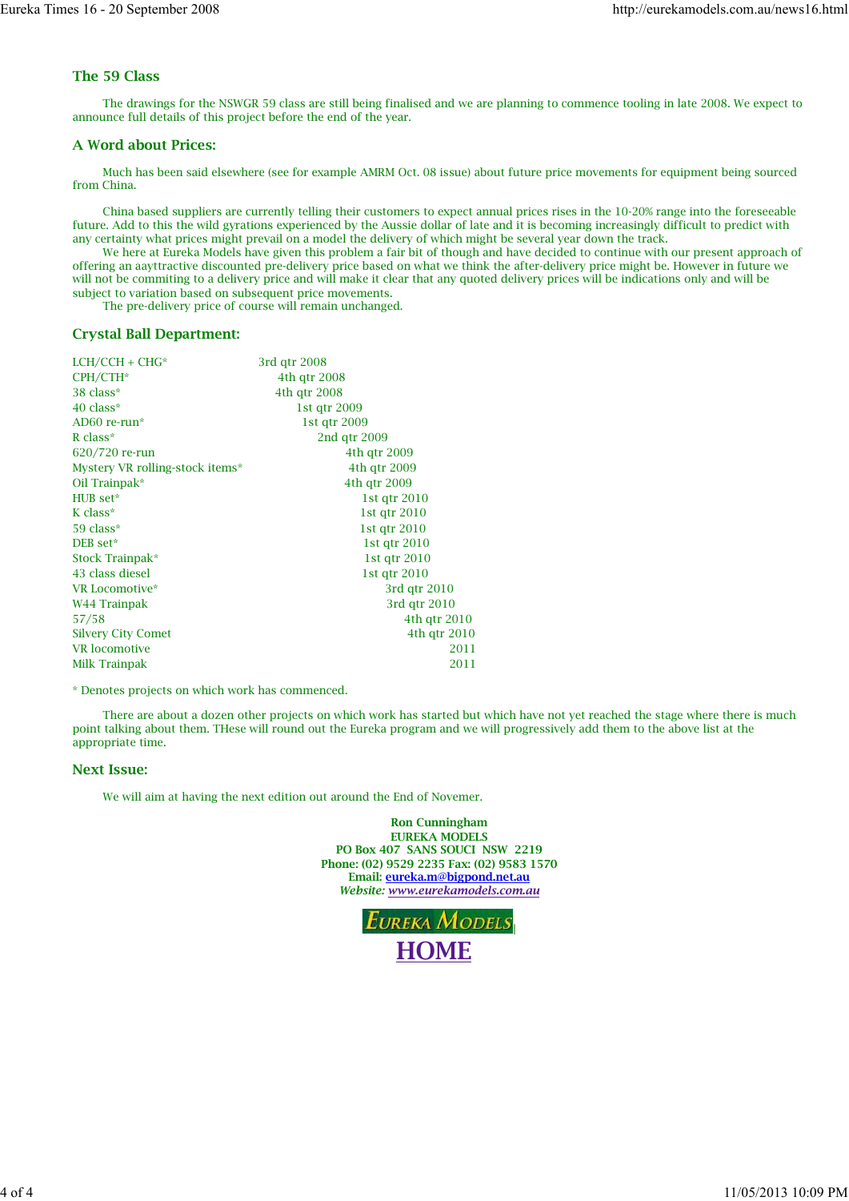## The 59 Class

The drawings for the NSWGR 59 class are still being finalised and we are planning to commence tooling in late 2008. We expect to announce full details of this project before the end of the year.

## A Word about Prices:

Much has been said elsewhere (see for example AMRM Oct. 08 issue) about future price movements for equipment being sourced from China.

China based suppliers are currently telling their customers to expect annual prices rises in the 10-20% range into the foreseeable future. Add to this the wild gyrations experienced by the Aussie dollar of late and it is becoming increasingly difficult to predict with any certainty what prices might prevail on a model the delivery of which might be several year down the track.

We here at Eureka Models have given this problem a fair bit of though and have decided to continue with our present approach of offering an aayttractive discounted pre-delivery price based on what we think the after-delivery price might be. However in future we will not be commiting to a delivery price and will make it clear that any quoted delivery prices will be indications only and will be subject to variation based on subsequent price movements.

The pre-delivery price of course will remain unchanged.

## Crystal Ball Department:

| | |
|---|---|
| LCH/CCH + CHG* | 3rd qtr 2008 |
| CPH/CTH* | 4th qtr 2008 |
| 38 class* | 4th qtr 2008 |
| 40 class* | 1st qtr 2009 |
| AD60 re-run* | 1st qtr 2009 |
| R class* | 2nd qtr 2009 |
| 620/720 re-run | 4th qtr 2009 |
| Mystery VR rolling-stock items* | 4th qtr 2009 |
| Oil Trainpak* | 4th qtr 2009 |
| HUB set* | 1st qtr 2010 |
| K class* | 1st qtr 2010 |
| 59 class* | 1st qtr 2010 |
| DEB set* | 1st qtr 2010 |
| Stock Trainpak* | 1st qtr 2010 |
| 43 class diesel | 1st qtr 2010 |
| VR Locomotive* | 3rd qtr 2010 |
| W44 Trainpak | 3rd qtr 2010 |
| 57/58 | 4th qtr 2010 |
| Silvery City Comet | 4th qtr 2010 |
| VR locomotive | 2011 |
| Milk Trainpak | 2011 |

* Denotes projects on which work has commenced.

There are about a dozen other projects on which work has started but which have not yet reached the stage where there is much point talking about them. THese will round out the Eureka program and we will progressively add them to the above list at the appropriate time.

## Next Issue:

We will aim at having the next edition out around the End of Novemer.

**Ron Cunningham**
**EUREKA MODELS**
**PO Box 407 SANS SOUCI NSW 2219**
**Phone: (02) 9529 2235 Fax: (02) 9583 1570**
**Email: eureka.m@bigpond.net.au**
***Website: www.eurekamodels.com.au***

EUREKA MODELS

**HOME**